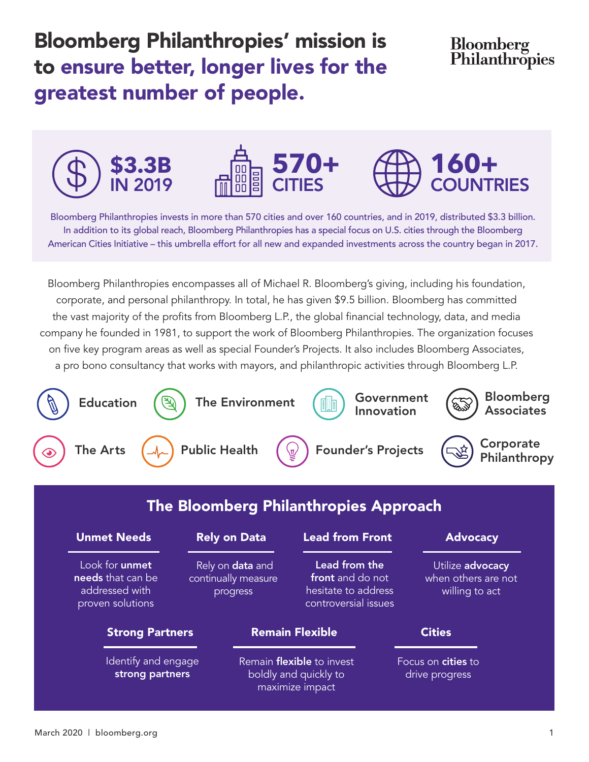# Bloomberg Philanthropies' mission is to ensure better, longer lives for the greatest number of people.

Bloomberg Philanthropies

**$3.3B** IN 2019

**570+** CITIES

**160+** COUNTRIES

Bloomberg Philanthropies invests in more than 570 cities and over 160 countries, and in 2019, distributed $3.3 billion. In addition to its global reach, Bloomberg Philanthropies has a special focus on U.S. cities through the Bloomberg American Cities Initiative – this umbrella effort for all new and expanded investments across the country began in 2017.

Bloomberg Philanthropies encompasses all of Michael R. Bloomberg's giving, including his foundation, corporate, and personal philanthropy. In total, he has given $9.5 billion. Bloomberg has committed the vast majority of the profits from Bloomberg L.P., the global financial technology, data, and media company he founded in 1981, to support the work of Bloomberg Philanthropies. The organization focuses on five key program areas as well as special Founder's Projects. It also includes Bloomberg Associates, a pro bono consultancy that works with mayors, and philanthropic activities through Bloomberg L.P.

- Education
- The Environment
- Government Innovation
- Bloomberg Associates
- The Arts
- Public Health
- Founder's Projects
- Corporate Philanthropy

## The Bloomberg Philanthropies Approach

**Unmet Needs**

Look for **unmet needs** that can be addressed with proven solutions

**Rely on Data**

Rely on **data** and continually measure progress

**Lead from Front**

**Lead from the front** and do not hesitate to address controversial issues

**Advocacy**

Utilize **advocacy** when others are not willing to act

**Strong Partners**

Identify and engage **strong partners**

**Remain Flexible**

Remain **flexible** to invest boldly and quickly to maximize impact

**Cities**

Focus on **cities** to drive progress

March 2020 | bloomberg.org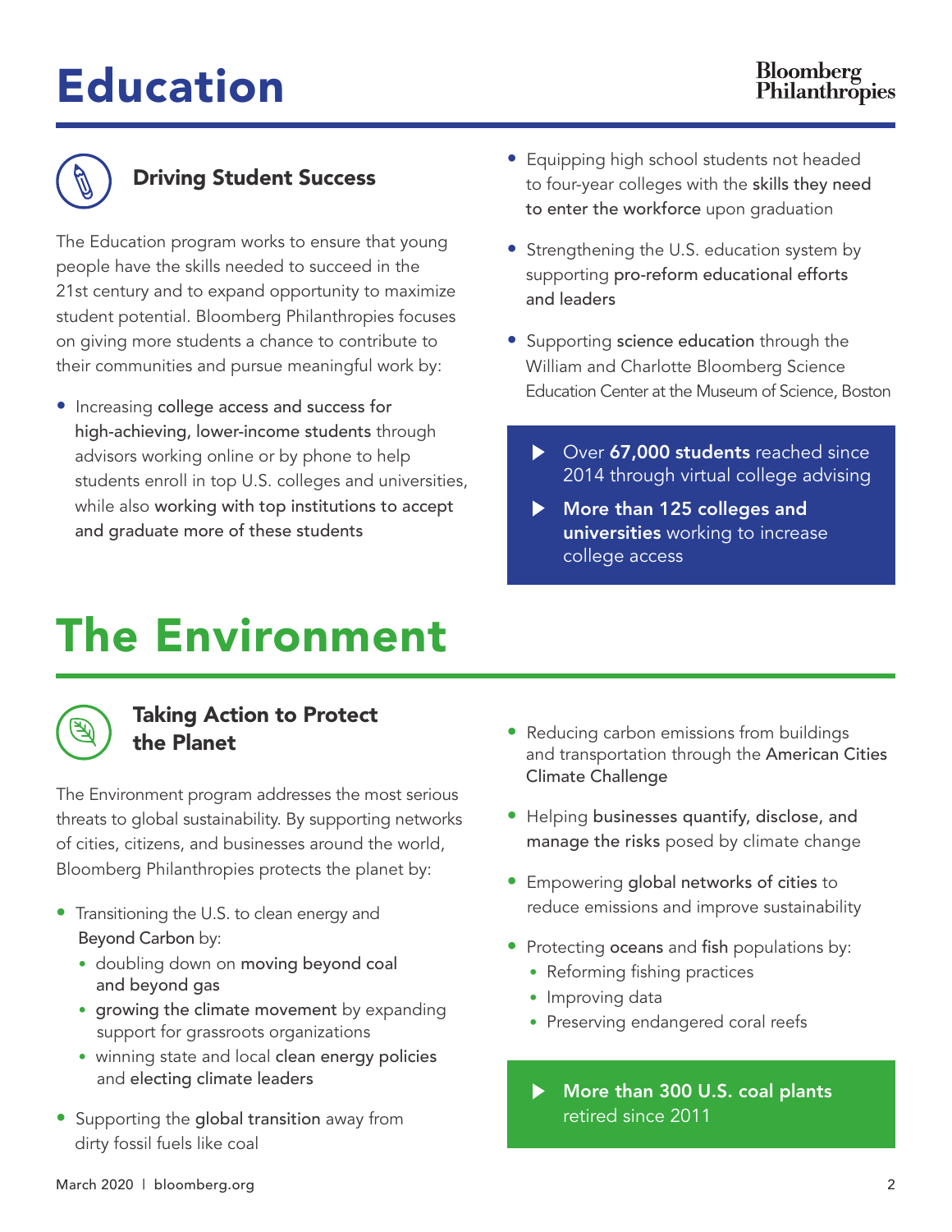# Education

## Driving Student Success

The Education program works to ensure that young people have the skills needed to succeed in the 21st century and to expand opportunity to maximize student potential. Bloomberg Philanthropies focuses on giving more students a chance to contribute to their communities and pursue meaningful work by:

- Increasing college access and success for high-achieving, lower-income students through advisors working online or by phone to help students enroll in top U.S. colleges and universities, while also working with top institutions to accept and graduate more of these students
- Equipping high school students not headed to four-year colleges with the skills they need to enter the workforce upon graduation
- Strengthening the U.S. education system by supporting pro-reform educational efforts and leaders
- Supporting science education through the William and Charlotte Bloomberg Science Education Center at the Museum of Science, Boston

> - Over **67,000 students** reached since 2014 through virtual college advising
> - **More than 125 colleges and universities** working to increase college access

# The Environment

## Taking Action to Protect the Planet

The Environment program addresses the most serious threats to global sustainability. By supporting networks of cities, citizens, and businesses around the world, Bloomberg Philanthropies protects the planet by:

- Transitioning the U.S. to clean energy and Beyond Carbon by:
  - doubling down on moving beyond coal and beyond gas
  - growing the climate movement by expanding support for grassroots organizations
  - winning state and local clean energy policies and electing climate leaders
- Supporting the global transition away from dirty fossil fuels like coal
- Reducing carbon emissions from buildings and transportation through the American Cities Climate Challenge
- Helping businesses quantify, disclose, and manage the risks posed by climate change
- Empowering global networks of cities to reduce emissions and improve sustainability
- Protecting oceans and fish populations by:
  - Reforming fishing practices
  - Improving data
  - Preserving endangered coral reefs

> - **More than 300 U.S. coal plants** retired since 2011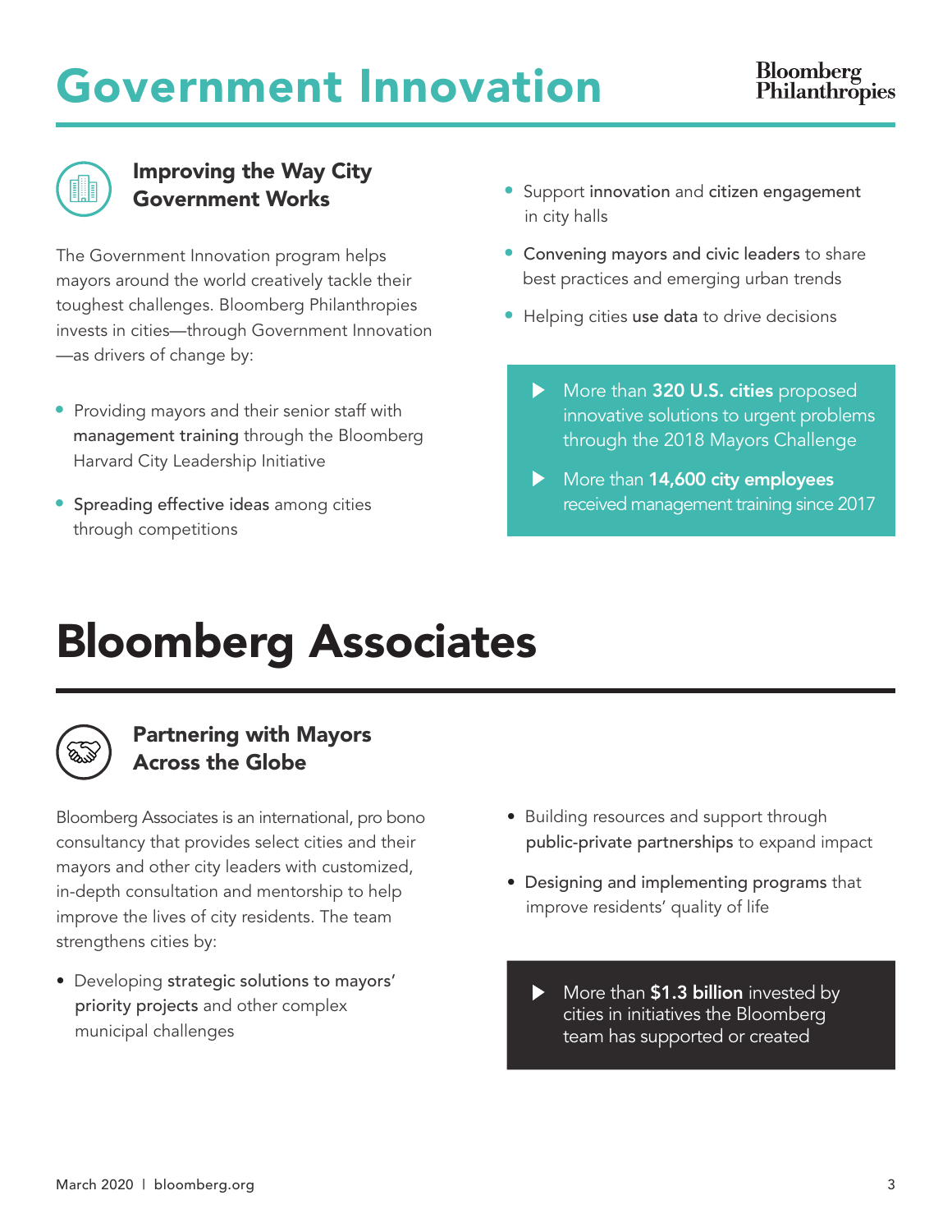# Government Innovation

### Improving the Way City Government Works

The Government Innovation program helps mayors around the world creatively tackle their toughest challenges. Bloomberg Philanthropies invests in cities—through Government Innovation—as drivers of change by:

- Providing mayors and their senior staff with **management training** through the Bloomberg Harvard City Leadership Initiative
- **Spreading effective ideas** among cities through competitions
- Support **innovation** and **citizen engagement** in city halls
- **Convening mayors and civic leaders** to share best practices and emerging urban trends
- Helping cities **use data** to drive decisions

> ▶ More than **320 U.S. cities** proposed innovative solutions to urgent problems through the 2018 Mayors Challenge
>
> ▶ More than **14,600 city employees** received management training since 2017

# Bloomberg Associates

### Partnering with Mayors Across the Globe

Bloomberg Associates is an international, pro bono consultancy that provides select cities and their mayors and other city leaders with customized, in-depth consultation and mentorship to help improve the lives of city residents. The team strengthens cities by:

- Developing **strategic solutions to mayors' priority projects** and other complex municipal challenges
- Building resources and support through **public-private partnerships** to expand impact
- **Designing and implementing programs** that improve residents' quality of life

> ▶ More than **$1.3 billion** invested by cities in initiatives the Bloomberg team has supported or created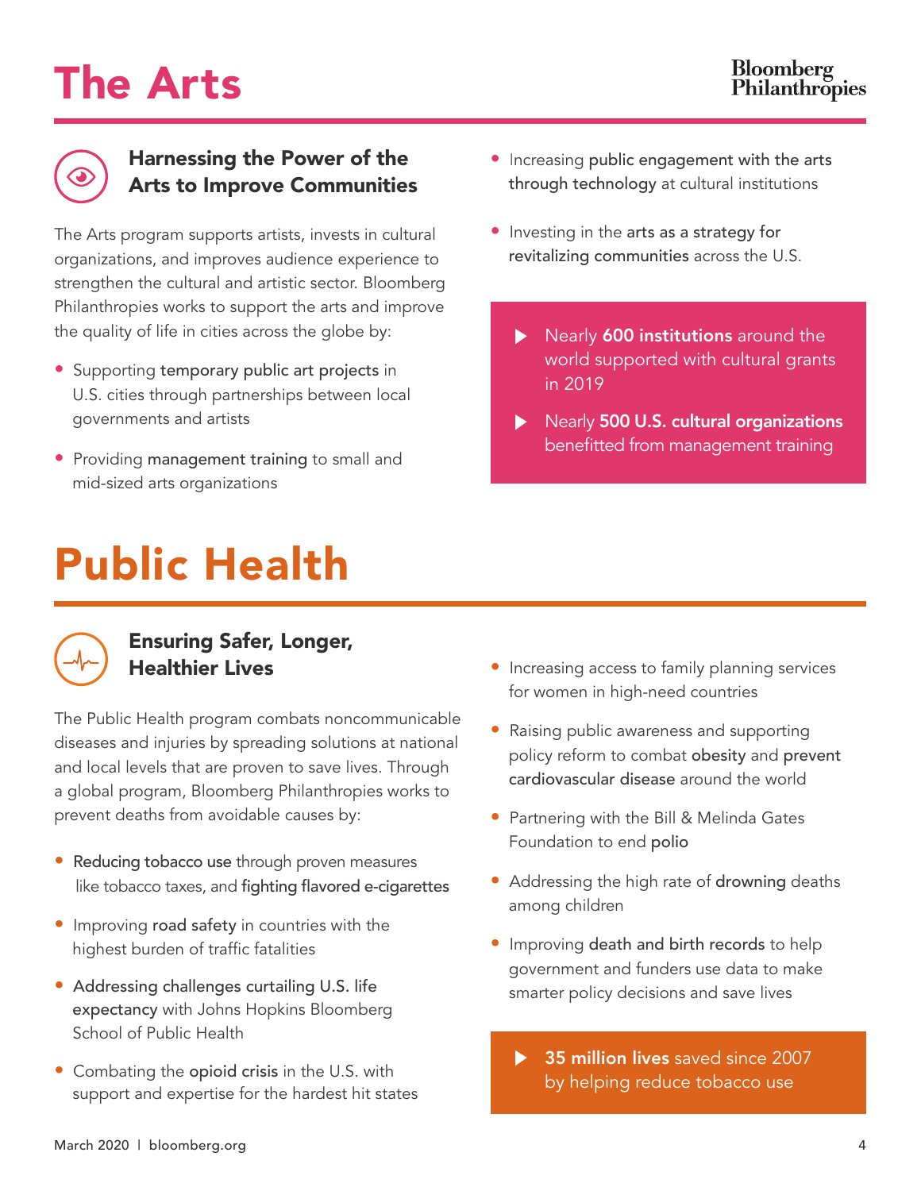# The Arts

Bloomberg Philanthropies

## Harnessing the Power of the Arts to Improve Communities

The Arts program supports artists, invests in cultural organizations, and improves audience experience to strengthen the cultural and artistic sector. Bloomberg Philanthropies works to support the arts and improve the quality of life in cities across the globe by:

- Supporting temporary public art projects in U.S. cities through partnerships between local governments and artists
- Providing management training to small and mid-sized arts organizations
- Increasing public engagement with the arts through technology at cultural institutions
- Investing in the arts as a strategy for revitalizing communities across the U.S.

> - Nearly **600 institutions** around the world supported with cultural grants in 2019
> - Nearly **500 U.S. cultural organizations** benefitted from management training

# Public Health

## Ensuring Safer, Longer, Healthier Lives

The Public Health program combats noncommunicable diseases and injuries by spreading solutions at national and local levels that are proven to save lives. Through a global program, Bloomberg Philanthropies works to prevent deaths from avoidable causes by:

- Reducing tobacco use through proven measures like tobacco taxes, and fighting flavored e-cigarettes
- Improving road safety in countries with the highest burden of traffic fatalities
- Addressing challenges curtailing U.S. life expectancy with Johns Hopkins Bloomberg School of Public Health
- Combating the opioid crisis in the U.S. with support and expertise for the hardest hit states
- Increasing access to family planning services for women in high-need countries
- Raising public awareness and supporting policy reform to combat obesity and prevent cardiovascular disease around the world
- Partnering with the Bill & Melinda Gates Foundation to end polio
- Addressing the high rate of drowning deaths among children
- Improving death and birth records to help government and funders use data to make smarter policy decisions and save lives

> - **35 million lives** saved since 2007 by helping reduce tobacco use

March 2020 | bloomberg.org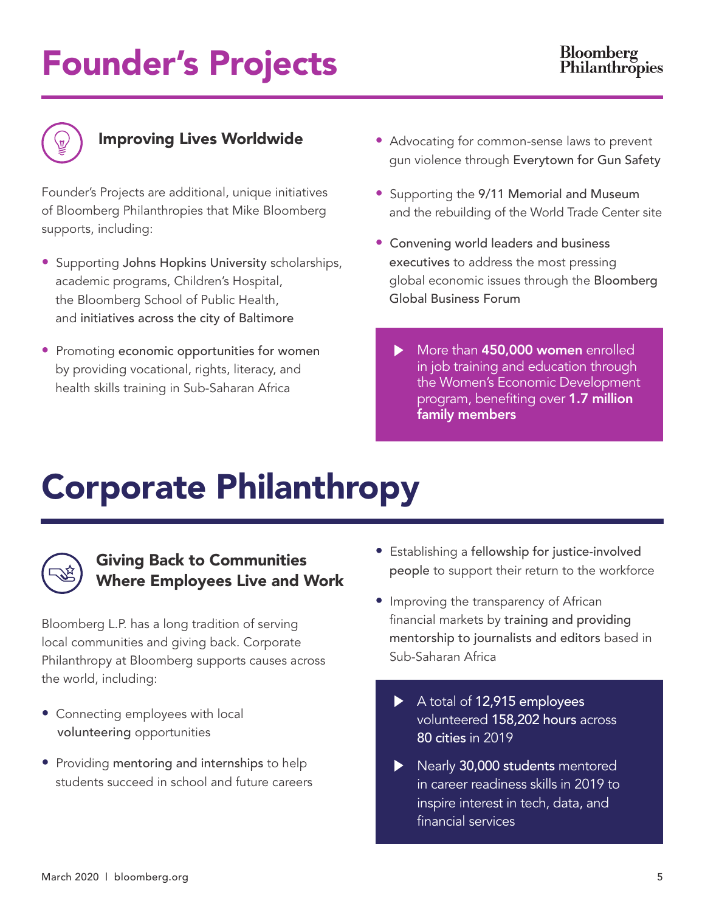# Founder's Projects

Bloomberg Philanthropies

## Improving Lives Worldwide

Founder's Projects are additional, unique initiatives of Bloomberg Philanthropies that Mike Bloomberg supports, including:

- Supporting Johns Hopkins University scholarships, academic programs, Children's Hospital, the Bloomberg School of Public Health, and initiatives across the city of Baltimore
- Promoting economic opportunities for women by providing vocational, rights, literacy, and health skills training in Sub-Saharan Africa
- Advocating for common-sense laws to prevent gun violence through Everytown for Gun Safety
- Supporting the 9/11 Memorial and Museum and the rebuilding of the World Trade Center site
- Convening world leaders and business executives to address the most pressing global economic issues through the Bloomberg Global Business Forum

▶ More than **450,000 women** enrolled in job training and education through the Women's Economic Development program, benefiting over **1.7 million family members**

# Corporate Philanthropy

## Giving Back to Communities Where Employees Live and Work

Bloomberg L.P. has a long tradition of serving local communities and giving back. Corporate Philanthropy at Bloomberg supports causes across the world, including:

- Connecting employees with local volunteering opportunities
- Providing mentoring and internships to help students succeed in school and future careers
- Establishing a fellowship for justice-involved people to support their return to the workforce
- Improving the transparency of African financial markets by training and providing mentorship to journalists and editors based in Sub-Saharan Africa

▶ A total of 12,915 employees volunteered 158,202 hours across 80 cities in 2019

▶ Nearly 30,000 students mentored in career readiness skills in 2019 to inspire interest in tech, data, and financial services

March 2020 | bloomberg.org